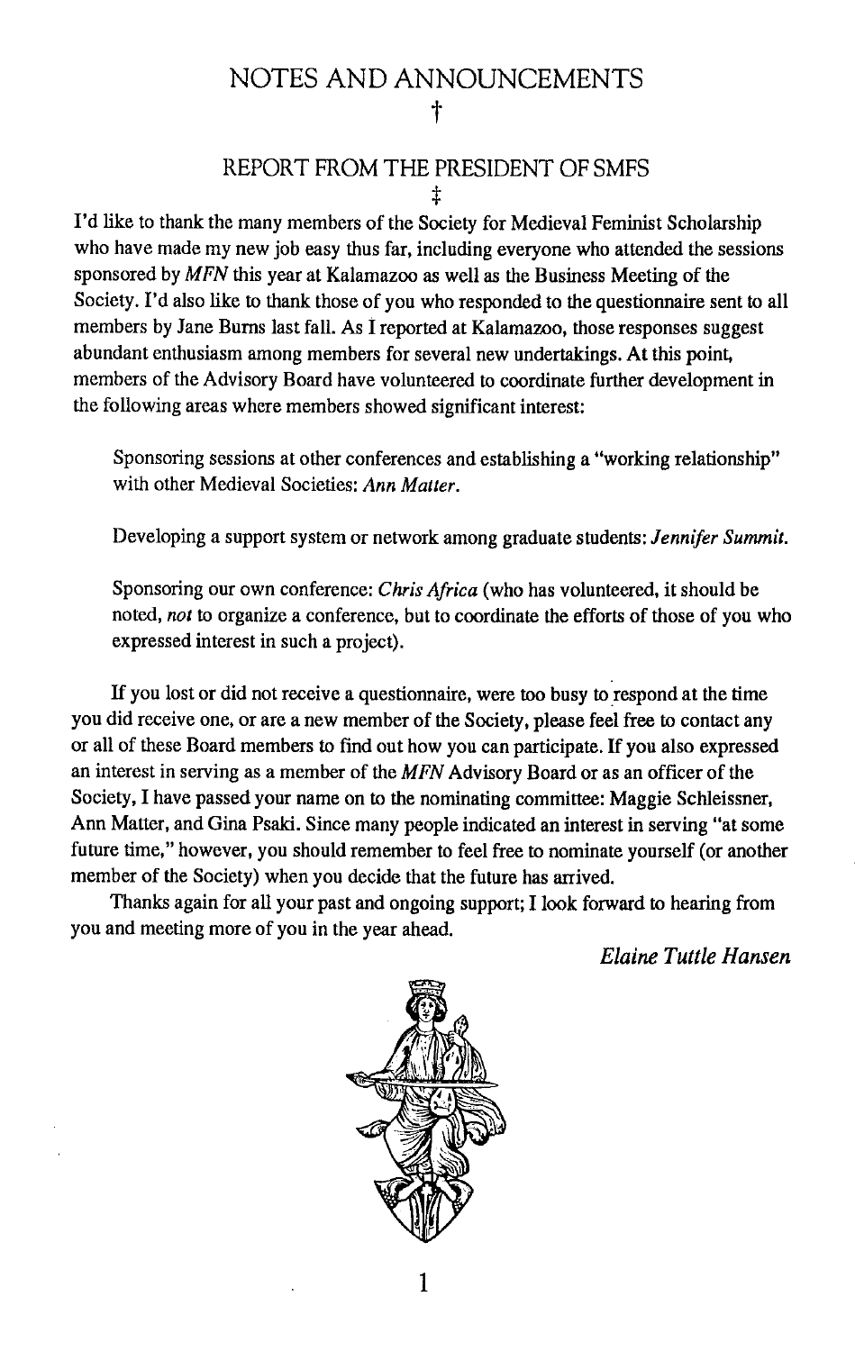# NOTES AND ANNOUNCEMENTS

†

## REPORT FROM THE PRESIDENT OF SMFS

‡

I'd like to thank the many members of the Society for Medieval Feminist Scholarship who have made my new job easy thus far, including everyone who attended the sessions sponsored by *MFN* this year at Kalamazoo as well as the Business Meeting of the Society. I'd also like to thank those of you who responded to the questionnaire sent to all members by Jane Burns last fall. As I reported at Kalamazoo, those responses suggest abundant enthusiasm among members for several new undertakings. At this point, members of the Advisory Board have volunteered to coordinate further development in the following areas where members showed significant interest:

> Sponsoring sessions at other conferences and establishing a "working relationship" with other Medieval Societies: *Ann Matter.*
>
> Developing a support system or network among graduate students: *Jennifer Summit.*
>
> Sponsoring our own conference: *Chris Africa* (who has volunteered, it should be noted, *not* to organize a conference, but to coordinate the efforts of those of you who expressed interest in such a project).

If you lost or did not receive a questionnaire, were too busy to respond at the time you did receive one, or are a new member of the Society, please feel free to contact any or all of these Board members to find out how you can participate. If you also expressed an interest in serving as a member of the *MFN* Advisory Board or as an officer of the Society, I have passed your name on to the nominating committee: Maggie Schleissner, Ann Matter, and Gina Psaki. Since many people indicated an interest in serving "at some future time," however, you should remember to feel free to nominate yourself (or another member of the Society) when you decide that the future has arrived.

Thanks again for all your past and ongoing support; I look forward to hearing from you and meeting more of you in the year ahead.

*Elaine Tuttle Hansen*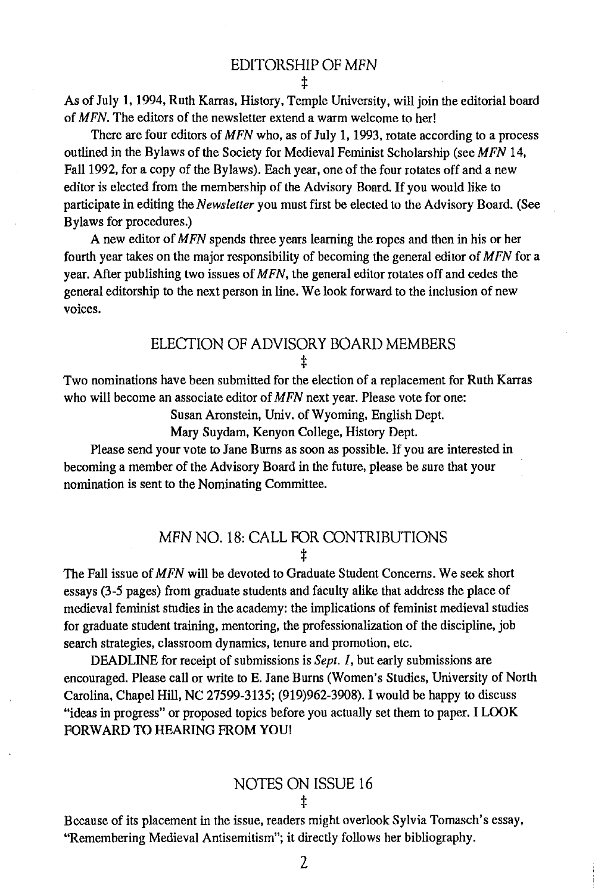## EDITORSHIP OF *MFN*

‡

As of July 1, 1994, Ruth Karras, History, Temple University, will join the editorial board of *MFN*. The editors of the newsletter extend a warm welcome to her!

There are four editors of *MFN* who, as of July 1, 1993, rotate according to a process outlined in the Bylaws of the Society for Medieval Feminist Scholarship (see *MFN* 14, Fall 1992, for a copy of the Bylaws). Each year, one of the four rotates off and a new editor is elected from the membership of the Advisory Board. If you would like to participate in editing the *Newsletter* you must first be elected to the Advisory Board. (See Bylaws for procedures.)

A new editor of *MFN* spends three years learning the ropes and then in his or her fourth year takes on the major responsibility of becoming the general editor of *MFN* for a year. After publishing two issues of *MFN*, the general editor rotates off and cedes the general editorship to the next person in line. We look forward to the inclusion of new voices.

## ELECTION OF ADVISORY BOARD MEMBERS

‡

Two nominations have been submitted for the election of a replacement for Ruth Karras who will become an associate editor of *MFN* next year. Please vote for one:

Susan Aronstein, Univ. of Wyoming, English Dept.
Mary Suydam, Kenyon College, History Dept.

Please send your vote to Jane Burns as soon as possible. If you are interested in becoming a member of the Advisory Board in the future, please be sure that your nomination is sent to the Nominating Committee.

## *MFN* NO. 18: CALL FOR CONTRIBUTIONS

‡

The Fall issue of *MFN* will be devoted to Graduate Student Concerns. We seek short essays (3-5 pages) from graduate students and faculty alike that address the place of medieval feminist studies in the academy: the implications of feminist medieval studies for graduate student training, mentoring, the professionalization of the discipline, job search strategies, classroom dynamics, tenure and promotion, etc.

DEADLINE for receipt of submissions is *Sept. 1*, but early submissions are encouraged. Please call or write to E. Jane Burns (Women's Studies, University of North Carolina, Chapel Hill, NC 27599-3135; (919)962-3908). I would be happy to discuss "ideas in progress" or proposed topics before you actually set them to paper. I LOOK FORWARD TO HEARING FROM YOU!

## NOTES ON ISSUE 16

‡

Because of its placement in the issue, readers might overlook Sylvia Tomasch's essay, "Remembering Medieval Antisemitism"; it directly follows her bibliography.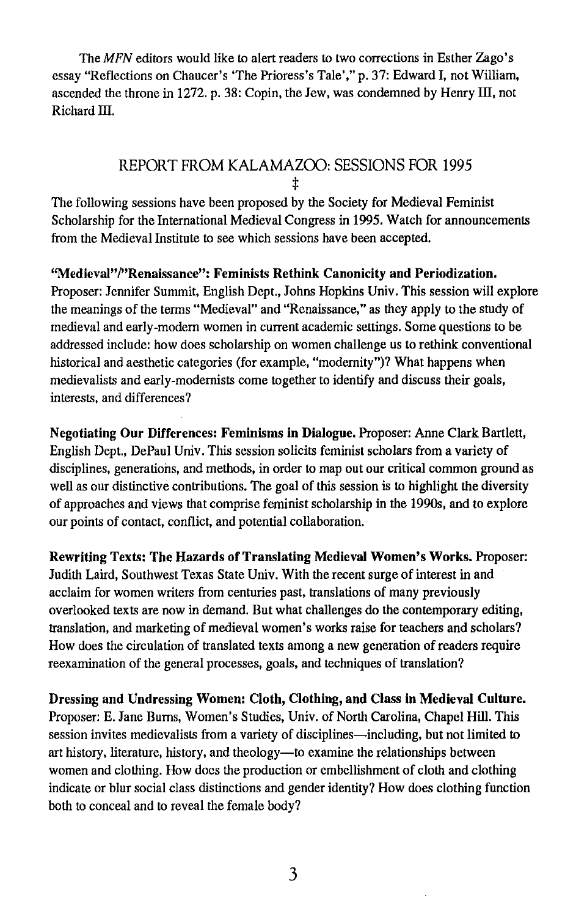The *MFN* editors would like to alert readers to two corrections in Esther Zago's essay "Reflections on Chaucer's 'The Prioress's Tale'," p. 37: Edward I, not William, ascended the throne in 1272. p. 38: Copin, the Jew, was condemned by Henry III, not Richard III.

## REPORT FROM KALAMAZOO: SESSIONS FOR 1995

‡

The following sessions have been proposed by the Society for Medieval Feminist Scholarship for the International Medieval Congress in 1995. Watch for announcements from the Medieval Institute to see which sessions have been accepted.

**"Medieval"/"Renaissance": Feminists Rethink Canonicity and Periodization.** Proposer: Jennifer Summit, English Dept., Johns Hopkins Univ. This session will explore the meanings of the terms "Medieval" and "Renaissance," as they apply to the study of medieval and early-modern women in current academic settings. Some questions to be addressed include: how does scholarship on women challenge us to rethink conventional historical and aesthetic categories (for example, "modernity")? What happens when medievalists and early-modernists come together to identify and discuss their goals, interests, and differences?

**Negotiating Our Differences: Feminisms in Dialogue.** Proposer: Anne Clark Bartlett, English Dept., DePaul Univ. This session solicits feminist scholars from a variety of disciplines, generations, and methods, in order to map out our critical common ground as well as our distinctive contributions. The goal of this session is to highlight the diversity of approaches and views that comprise feminist scholarship in the 1990s, and to explore our points of contact, conflict, and potential collaboration.

**Rewriting Texts: The Hazards of Translating Medieval Women's Works.** Proposer: Judith Laird, Southwest Texas State Univ. With the recent surge of interest in and acclaim for women writers from centuries past, translations of many previously overlooked texts are now in demand. But what challenges do the contemporary editing, translation, and marketing of medieval women's works raise for teachers and scholars? How does the circulation of translated texts among a new generation of readers require reexamination of the general processes, goals, and techniques of translation?

**Dressing and Undressing Women: Cloth, Clothing, and Class in Medieval Culture.** Proposer: E. Jane Burns, Women's Studies, Univ. of North Carolina, Chapel Hill. This session invites medievalists from a variety of disciplines—including, but not limited to art history, literature, history, and theology—to examine the relationships between women and clothing. How does the production or embellishment of cloth and clothing indicate or blur social class distinctions and gender identity? How does clothing function both to conceal and to reveal the female body?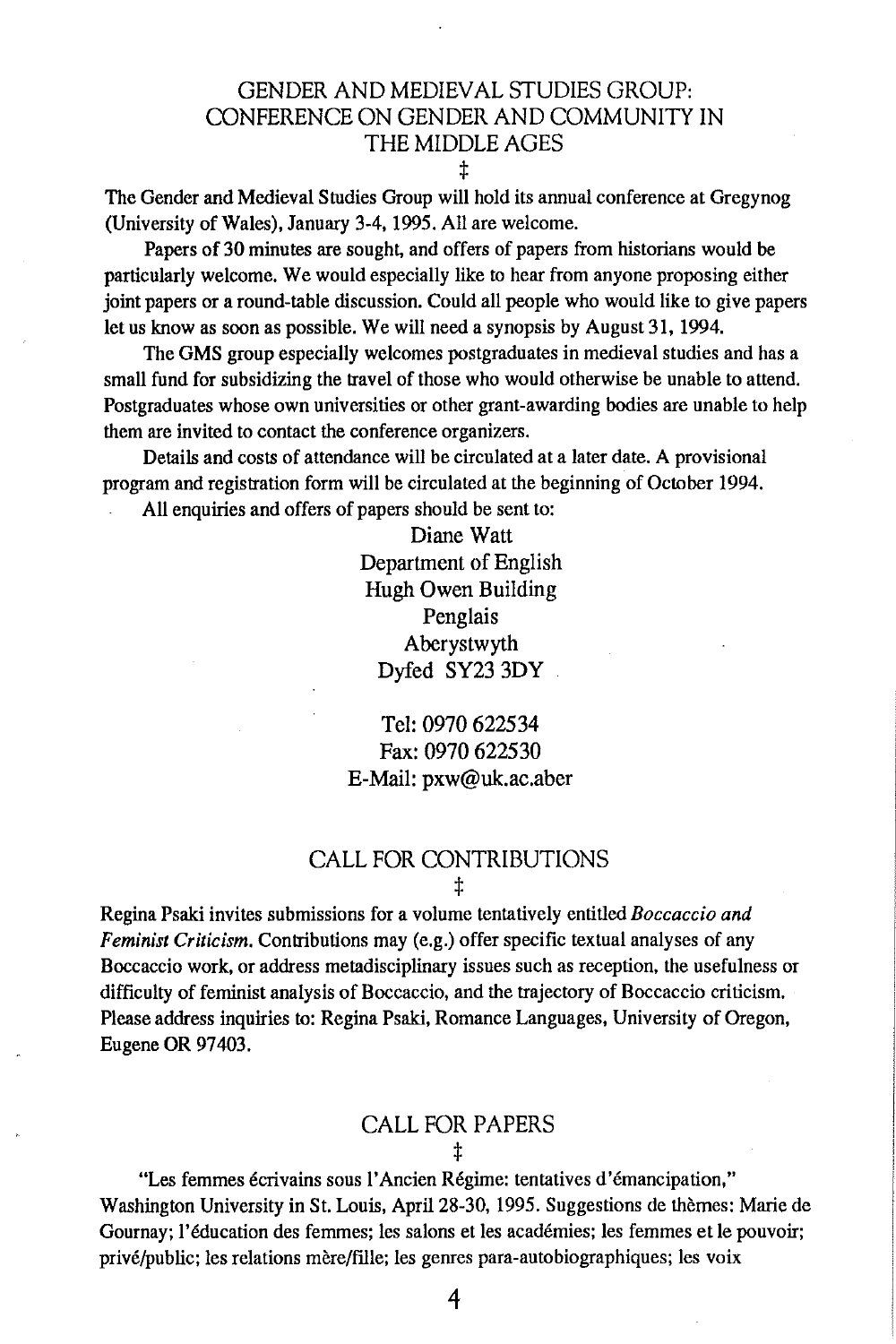## GENDER AND MEDIEVAL STUDIES GROUP: CONFERENCE ON GENDER AND COMMUNITY IN THE MIDDLE AGES

‡

The Gender and Medieval Studies Group will hold its annual conference at Gregynog (University of Wales), January 3-4, 1995. All are welcome.

Papers of 30 minutes are sought, and offers of papers from historians would be particularly welcome. We would especially like to hear from anyone proposing either joint papers or a round-table discussion. Could all people who would like to give papers let us know as soon as possible. We will need a synopsis by August 31, 1994.

The GMS group especially welcomes postgraduates in medieval studies and has a small fund for subsidizing the travel of those who would otherwise be unable to attend. Postgraduates whose own universities or other grant-awarding bodies are unable to help them are invited to contact the conference organizers.

Details and costs of attendance will be circulated at a later date. A provisional program and registration form will be circulated at the beginning of October 1994.

All enquiries and offers of papers should be sent to:

Diane Watt
Department of English
Hugh Owen Building
Penglais
Aberystwyth
Dyfed SY23 3DY

Tel: 0970 622534
Fax: 0970 622530
E-Mail: pxw@uk.ac.aber

## CALL FOR CONTRIBUTIONS

‡

Regina Psaki invites submissions for a volume tentatively entitled *Boccaccio and Feminist Criticism.* Contributions may (e.g.) offer specific textual analyses of any Boccaccio work, or address metadisciplinary issues such as reception, the usefulness or difficulty of feminist analysis of Boccaccio, and the trajectory of Boccaccio criticism. Please address inquiries to: Regina Psaki, Romance Languages, University of Oregon, Eugene OR 97403.

## CALL FOR PAPERS

‡

"Les femmes écrivains sous l'Ancien Régime: tentatives d'émancipation," Washington University in St. Louis, April 28-30, 1995. Suggestions de thèmes: Marie de Gournay; l'éducation des femmes; les salons et les académies; les femmes et le pouvoir; privé/public; les relations mère/fille; les genres para-autobiographiques; les voix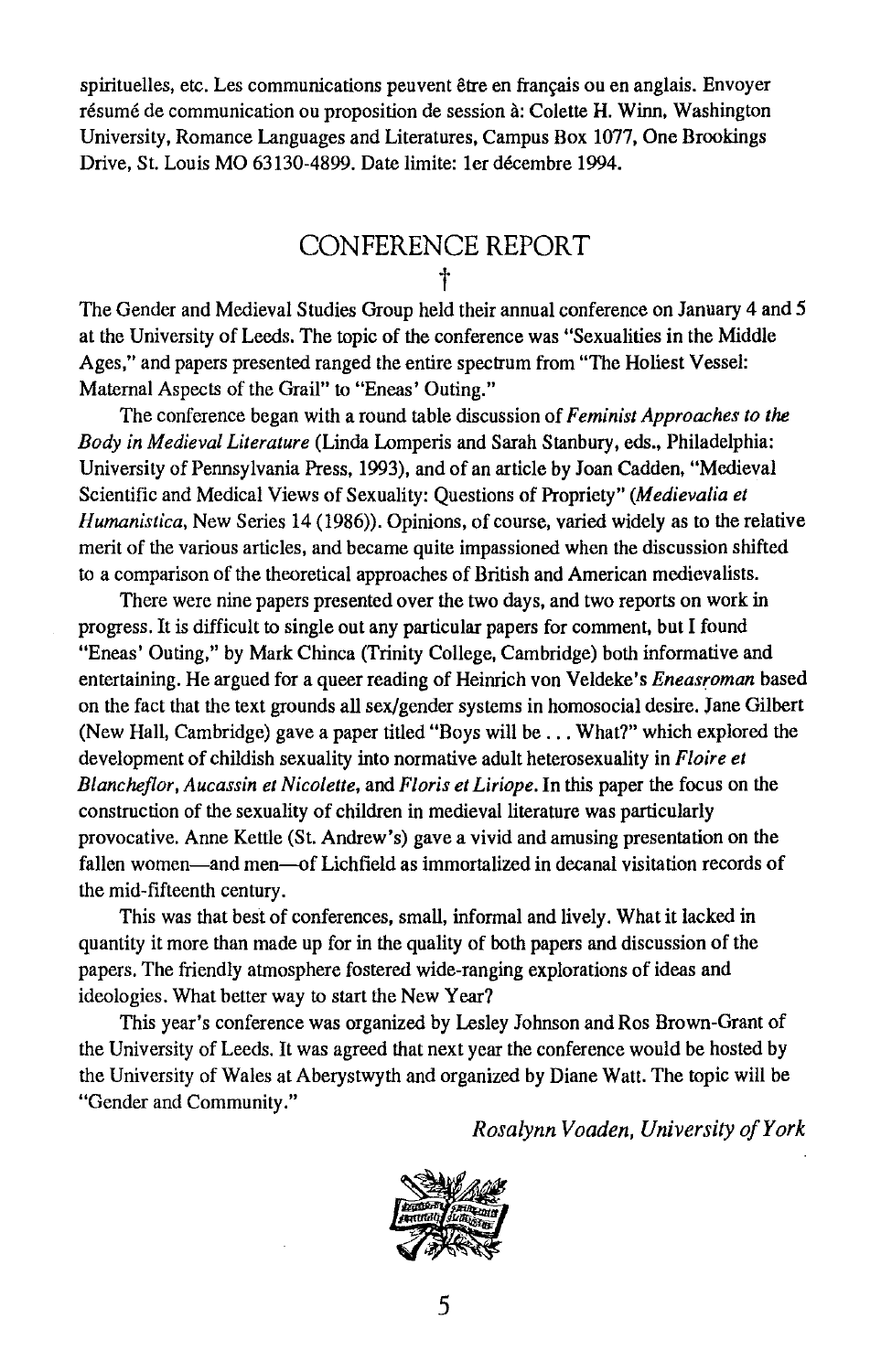spirituelles, etc. Les communications peuvent être en français ou en anglais. Envoyer résumé de communication ou proposition de session à: Colette H. Winn, Washington University, Romance Languages and Literatures, Campus Box 1077, One Brookings Drive, St. Louis MO 63130-4899. Date limite: 1er décembre 1994.

## CONFERENCE REPORT

†

The Gender and Medieval Studies Group held their annual conference on January 4 and 5 at the University of Leeds. The topic of the conference was "Sexualities in the Middle Ages," and papers presented ranged the entire spectrum from "The Holiest Vessel: Maternal Aspects of the Grail" to "Eneas' Outing."

The conference began with a round table discussion of *Feminist Approaches to the Body in Medieval Literature* (Linda Lomperis and Sarah Stanbury, eds., Philadelphia: University of Pennsylvania Press, 1993), and of an article by Joan Cadden, "Medieval Scientific and Medical Views of Sexuality: Questions of Propriety" (*Medievalia et Humanistica*, New Series 14 (1986)). Opinions, of course, varied widely as to the relative merit of the various articles, and became quite impassioned when the discussion shifted to a comparison of the theoretical approaches of British and American medievalists.

There were nine papers presented over the two days, and two reports on work in progress. It is difficult to single out any particular papers for comment, but I found "Eneas' Outing," by Mark Chinca (Trinity College, Cambridge) both informative and entertaining. He argued for a queer reading of Heinrich von Veldeke's *Eneasroman* based on the fact that the text grounds all sex/gender systems in homosocial desire. Jane Gilbert (New Hall, Cambridge) gave a paper titled "Boys will be . . . What?" which explored the development of childish sexuality into normative adult heterosexuality in *Floire et Blancheflor, Aucassin et Nicolette,* and *Floris et Liriope*. In this paper the focus on the construction of the sexuality of children in medieval literature was particularly provocative. Anne Kettle (St. Andrew's) gave a vivid and amusing presentation on the fallen women—and men—of Lichfield as immortalized in decanal visitation records of the mid-fifteenth century.

This was that best of conferences, small, informal and lively. What it lacked in quantity it more than made up for in the quality of both papers and discussion of the papers. The friendly atmosphere fostered wide-ranging explorations of ideas and ideologies. What better way to start the New Year?

This year's conference was organized by Lesley Johnson and Ros Brown-Grant of the University of Leeds. It was agreed that next year the conference would be hosted by the University of Wales at Aberystwyth and organized by Diane Watt. The topic will be "Gender and Community."

*Rosalynn Voaden, University of York*